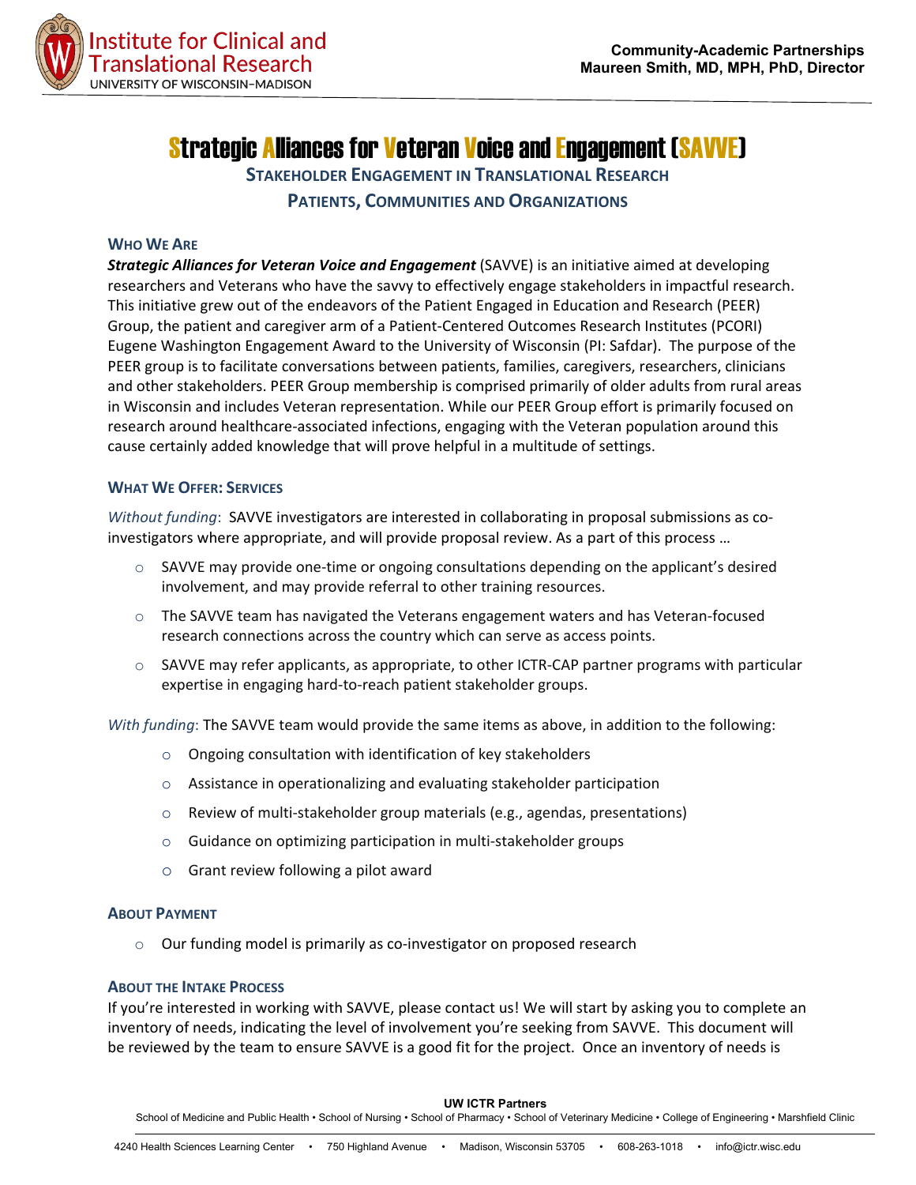# Strategic Alliances for Veteran Voice and Engagement (SAVVE)

## STAKEHOLDER ENGAGEMENT IN TRANSLATIONAL RESEARCH

## PATIENTS, COMMUNITIES AND ORGANIZATIONS

### WHO WE ARE

***Strategic Alliances for Veteran Voice and Engagement*** (SAVVE) is an initiative aimed at developing researchers and Veterans who have the savvy to effectively engage stakeholders in impactful research. This initiative grew out of the endeavors of the Patient Engaged in Education and Research (PEER) Group, the patient and caregiver arm of a Patient-Centered Outcomes Research Institutes (PCORI) Eugene Washington Engagement Award to the University of Wisconsin (PI: Safdar). The purpose of the PEER group is to facilitate conversations between patients, families, caregivers, researchers, clinicians and other stakeholders. PEER Group membership is comprised primarily of older adults from rural areas in Wisconsin and includes Veteran representation. While our PEER Group effort is primarily focused on research around healthcare-associated infections, engaging with the Veteran population around this cause certainly added knowledge that will prove helpful in a multitude of settings.

### WHAT WE OFFER: SERVICES

*Without funding*: SAVVE investigators are interested in collaborating in proposal submissions as co-investigators where appropriate, and will provide proposal review. As a part of this process …

- SAVVE may provide one-time or ongoing consultations depending on the applicant's desired involvement, and may provide referral to other training resources.
- The SAVVE team has navigated the Veterans engagement waters and has Veteran-focused research connections across the country which can serve as access points.
- SAVVE may refer applicants, as appropriate, to other ICTR-CAP partner programs with particular expertise in engaging hard-to-reach patient stakeholder groups.

*With funding*: The SAVVE team would provide the same items as above, in addition to the following:

- Ongoing consultation with identification of key stakeholders
- Assistance in operationalizing and evaluating stakeholder participation
- Review of multi-stakeholder group materials (e.g., agendas, presentations)
- Guidance on optimizing participation in multi-stakeholder groups
- Grant review following a pilot award

### ABOUT PAYMENT

- Our funding model is primarily as co-investigator on proposed research

### ABOUT THE INTAKE PROCESS

If you're interested in working with SAVVE, please contact us! We will start by asking you to complete an inventory of needs, indicating the level of involvement you're seeking from SAVVE. This document will be reviewed by the team to ensure SAVVE is a good fit for the project. Once an inventory of needs is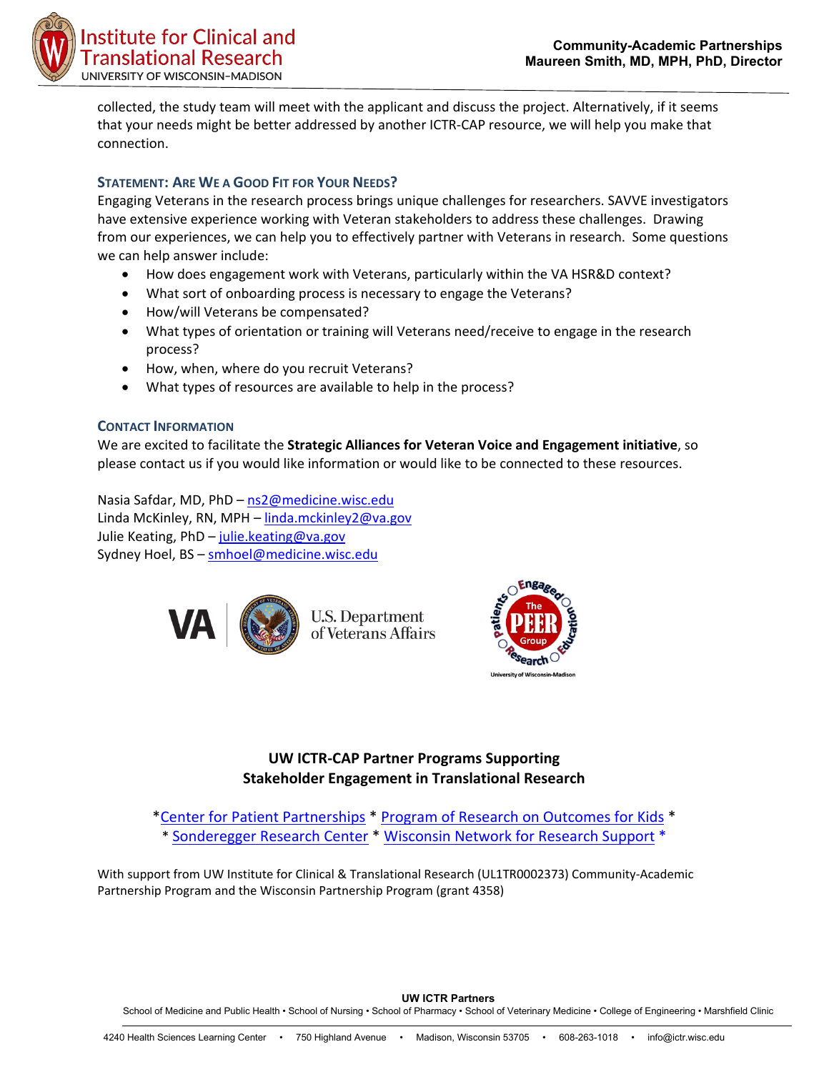collected, the study team will meet with the applicant and discuss the project. Alternatively, if it seems that your needs might be better addressed by another ICTR-CAP resource, we will help you make that connection.

### Statement: Are We a Good Fit for Your Needs?

Engaging Veterans in the research process brings unique challenges for researchers. SAVVE investigators have extensive experience working with Veteran stakeholders to address these challenges. Drawing from our experiences, we can help you to effectively partner with Veterans in research. Some questions we can help answer include:

- How does engagement work with Veterans, particularly within the VA HSR&D context?
- What sort of onboarding process is necessary to engage the Veterans?
- How/will Veterans be compensated?
- What types of orientation or training will Veterans need/receive to engage in the research process?
- How, when, where do you recruit Veterans?
- What types of resources are available to help in the process?

### Contact Information

We are excited to facilitate the **Strategic Alliances for Veteran Voice and Engagement initiative**, so please contact us if you would like information or would like to be connected to these resources.

Nasia Safdar, MD, PhD – ns2@medicine.wisc.edu
Linda McKinley, RN, MPH – linda.mckinley2@va.gov
Julie Keating, PhD – julie.keating@va.gov
Sydney Hoel, BS – smhoel@medicine.wisc.edu

**UW ICTR-CAP Partner Programs Supporting Stakeholder Engagement in Translational Research**

*Center for Patient Partnerships * Program of Research on Outcomes for Kids *
* Sonderegger Research Center * Wisconsin Network for Research Support *

With support from UW Institute for Clinical & Translational Research (UL1TR0002373) Community-Academic Partnership Program and the Wisconsin Partnership Program (grant 4358)